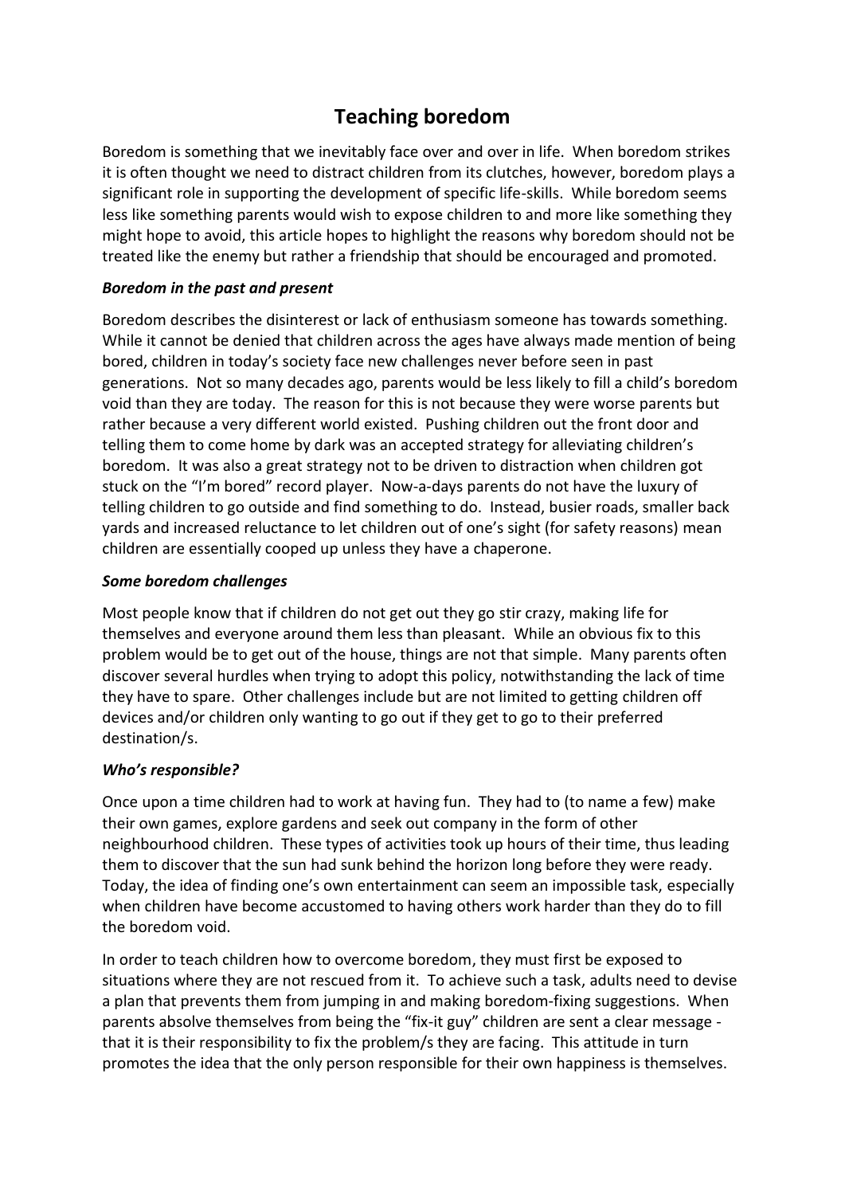# Teaching boredom

Boredom is something that we inevitably face over and over in life. When boredom strikes it is often thought we need to distract children from its clutches, however, boredom plays a significant role in supporting the development of specific life-skills. While boredom seems less like something parents would wish to expose children to and more like something they might hope to avoid, this article hopes to highlight the reasons why boredom should not be treated like the enemy but rather a friendship that should be encouraged and promoted.

### *Boredom in the past and present*

Boredom describes the disinterest or lack of enthusiasm someone has towards something. While it cannot be denied that children across the ages have always made mention of being bored, children in today's society face new challenges never before seen in past generations. Not so many decades ago, parents would be less likely to fill a child's boredom void than they are today. The reason for this is not because they were worse parents but rather because a very different world existed. Pushing children out the front door and telling them to come home by dark was an accepted strategy for alleviating children's boredom. It was also a great strategy not to be driven to distraction when children got stuck on the "I'm bored" record player. Now-a-days parents do not have the luxury of telling children to go outside and find something to do. Instead, busier roads, smaller back yards and increased reluctance to let children out of one's sight (for safety reasons) mean children are essentially cooped up unless they have a chaperone.

### *Some boredom challenges*

Most people know that if children do not get out they go stir crazy, making life for themselves and everyone around them less than pleasant. While an obvious fix to this problem would be to get out of the house, things are not that simple. Many parents often discover several hurdles when trying to adopt this policy, notwithstanding the lack of time they have to spare. Other challenges include but are not limited to getting children off devices and/or children only wanting to go out if they get to go to their preferred destination/s.

### *Who's responsible?*

Once upon a time children had to work at having fun. They had to (to name a few) make their own games, explore gardens and seek out company in the form of other neighbourhood children. These types of activities took up hours of their time, thus leading them to discover that the sun had sunk behind the horizon long before they were ready. Today, the idea of finding one's own entertainment can seem an impossible task, especially when children have become accustomed to having others work harder than they do to fill the boredom void.

In order to teach children how to overcome boredom, they must first be exposed to situations where they are not rescued from it. To achieve such a task, adults need to devise a plan that prevents them from jumping in and making boredom-fixing suggestions. When parents absolve themselves from being the "fix-it guy" children are sent a clear message - that it is their responsibility to fix the problem/s they are facing. This attitude in turn promotes the idea that the only person responsible for their own happiness is themselves.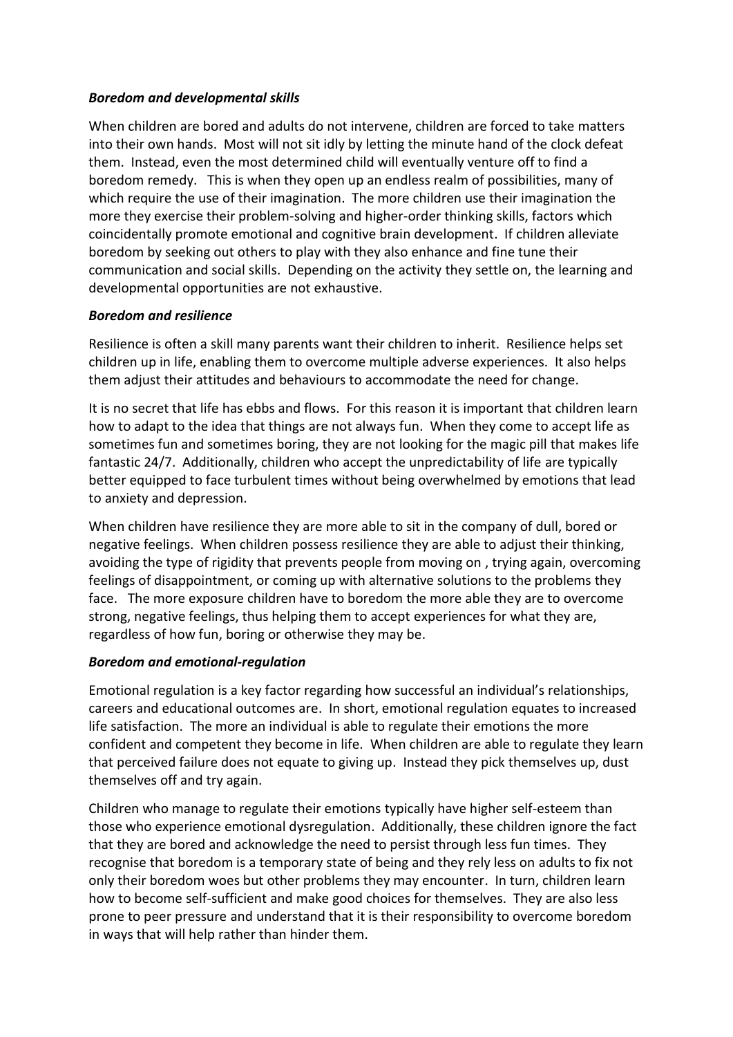### *Boredom and developmental skills*

When children are bored and adults do not intervene, children are forced to take matters into their own hands. Most will not sit idly by letting the minute hand of the clock defeat them. Instead, even the most determined child will eventually venture off to find a boredom remedy. This is when they open up an endless realm of possibilities, many of which require the use of their imagination. The more children use their imagination the more they exercise their problem-solving and higher-order thinking skills, factors which coincidentally promote emotional and cognitive brain development. If children alleviate boredom by seeking out others to play with they also enhance and fine tune their communication and social skills. Depending on the activity they settle on, the learning and developmental opportunities are not exhaustive.

### *Boredom and resilience*

Resilience is often a skill many parents want their children to inherit. Resilience helps set children up in life, enabling them to overcome multiple adverse experiences. It also helps them adjust their attitudes and behaviours to accommodate the need for change.

It is no secret that life has ebbs and flows. For this reason it is important that children learn how to adapt to the idea that things are not always fun. When they come to accept life as sometimes fun and sometimes boring, they are not looking for the magic pill that makes life fantastic 24/7. Additionally, children who accept the unpredictability of life are typically better equipped to face turbulent times without being overwhelmed by emotions that lead to anxiety and depression.

When children have resilience they are more able to sit in the company of dull, bored or negative feelings. When children possess resilience they are able to adjust their thinking, avoiding the type of rigidity that prevents people from moving on , trying again, overcoming feelings of disappointment, or coming up with alternative solutions to the problems they face. The more exposure children have to boredom the more able they are to overcome strong, negative feelings, thus helping them to accept experiences for what they are, regardless of how fun, boring or otherwise they may be.

### *Boredom and emotional-regulation*

Emotional regulation is a key factor regarding how successful an individual's relationships, careers and educational outcomes are. In short, emotional regulation equates to increased life satisfaction. The more an individual is able to regulate their emotions the more confident and competent they become in life. When children are able to regulate they learn that perceived failure does not equate to giving up. Instead they pick themselves up, dust themselves off and try again.

Children who manage to regulate their emotions typically have higher self-esteem than those who experience emotional dysregulation. Additionally, these children ignore the fact that they are bored and acknowledge the need to persist through less fun times. They recognise that boredom is a temporary state of being and they rely less on adults to fix not only their boredom woes but other problems they may encounter. In turn, children learn how to become self-sufficient and make good choices for themselves. They are also less prone to peer pressure and understand that it is their responsibility to overcome boredom in ways that will help rather than hinder them.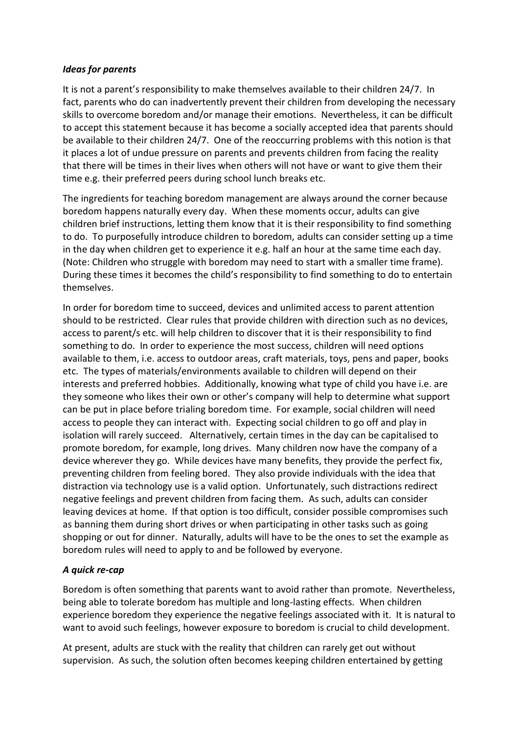### *Ideas for parents*

It is not a parent's responsibility to make themselves available to their children 24/7. In fact, parents who do can inadvertently prevent their children from developing the necessary skills to overcome boredom and/or manage their emotions. Nevertheless, it can be difficult to accept this statement because it has become a socially accepted idea that parents should be available to their children 24/7. One of the reoccurring problems with this notion is that it places a lot of undue pressure on parents and prevents children from facing the reality that there will be times in their lives when others will not have or want to give them their time e.g. their preferred peers during school lunch breaks etc.

The ingredients for teaching boredom management are always around the corner because boredom happens naturally every day. When these moments occur, adults can give children brief instructions, letting them know that it is their responsibility to find something to do. To purposefully introduce children to boredom, adults can consider setting up a time in the day when children get to experience it e.g. half an hour at the same time each day. (Note: Children who struggle with boredom may need to start with a smaller time frame). During these times it becomes the child's responsibility to find something to do to entertain themselves.

In order for boredom time to succeed, devices and unlimited access to parent attention should to be restricted. Clear rules that provide children with direction such as no devices, access to parent/s etc. will help children to discover that it is their responsibility to find something to do. In order to experience the most success, children will need options available to them, i.e. access to outdoor areas, craft materials, toys, pens and paper, books etc. The types of materials/environments available to children will depend on their interests and preferred hobbies. Additionally, knowing what type of child you have i.e. are they someone who likes their own or other's company will help to determine what support can be put in place before trialing boredom time. For example, social children will need access to people they can interact with. Expecting social children to go off and play in isolation will rarely succeed. Alternatively, certain times in the day can be capitalised to promote boredom, for example, long drives. Many children now have the company of a device wherever they go. While devices have many benefits, they provide the perfect fix, preventing children from feeling bored. They also provide individuals with the idea that distraction via technology use is a valid option. Unfortunately, such distractions redirect negative feelings and prevent children from facing them. As such, adults can consider leaving devices at home. If that option is too difficult, consider possible compromises such as banning them during short drives or when participating in other tasks such as going shopping or out for dinner. Naturally, adults will have to be the ones to set the example as boredom rules will need to apply to and be followed by everyone.

### *A quick re-cap*

Boredom is often something that parents want to avoid rather than promote. Nevertheless, being able to tolerate boredom has multiple and long-lasting effects. When children experience boredom they experience the negative feelings associated with it. It is natural to want to avoid such feelings, however exposure to boredom is crucial to child development.

At present, adults are stuck with the reality that children can rarely get out without supervision. As such, the solution often becomes keeping children entertained by getting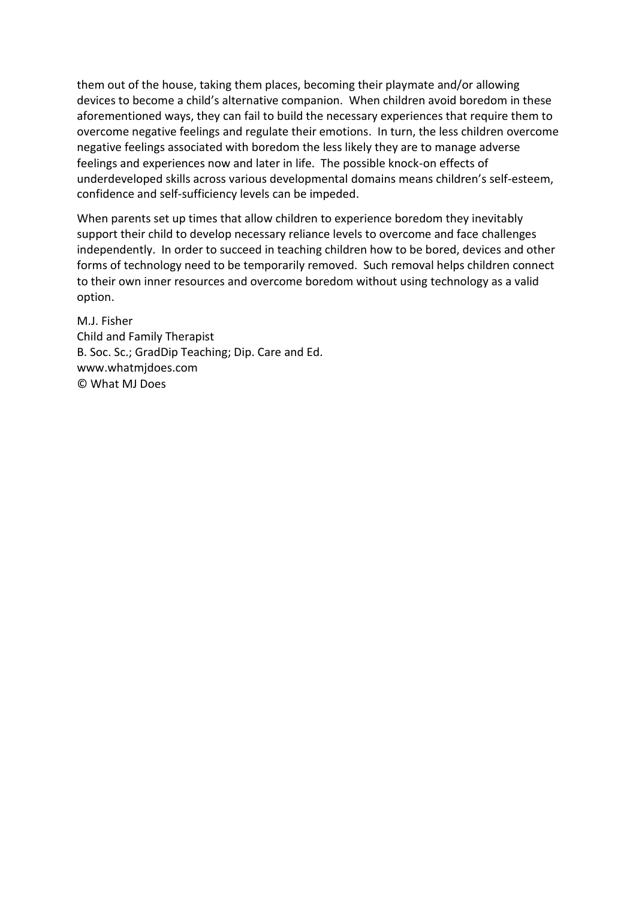them out of the house, taking them places, becoming their playmate and/or allowing devices to become a child's alternative companion. When children avoid boredom in these aforementioned ways, they can fail to build the necessary experiences that require them to overcome negative feelings and regulate their emotions. In turn, the less children overcome negative feelings associated with boredom the less likely they are to manage adverse feelings and experiences now and later in life. The possible knock-on effects of underdeveloped skills across various developmental domains means children's self-esteem, confidence and self-sufficiency levels can be impeded.

When parents set up times that allow children to experience boredom they inevitably support their child to develop necessary reliance levels to overcome and face challenges independently. In order to succeed in teaching children how to be bored, devices and other forms of technology need to be temporarily removed. Such removal helps children connect to their own inner resources and overcome boredom without using technology as a valid option.

M.J. Fisher
Child and Family Therapist
B. Soc. Sc.; GradDip Teaching; Dip. Care and Ed.
www.whatmjdoes.com
© What MJ Does